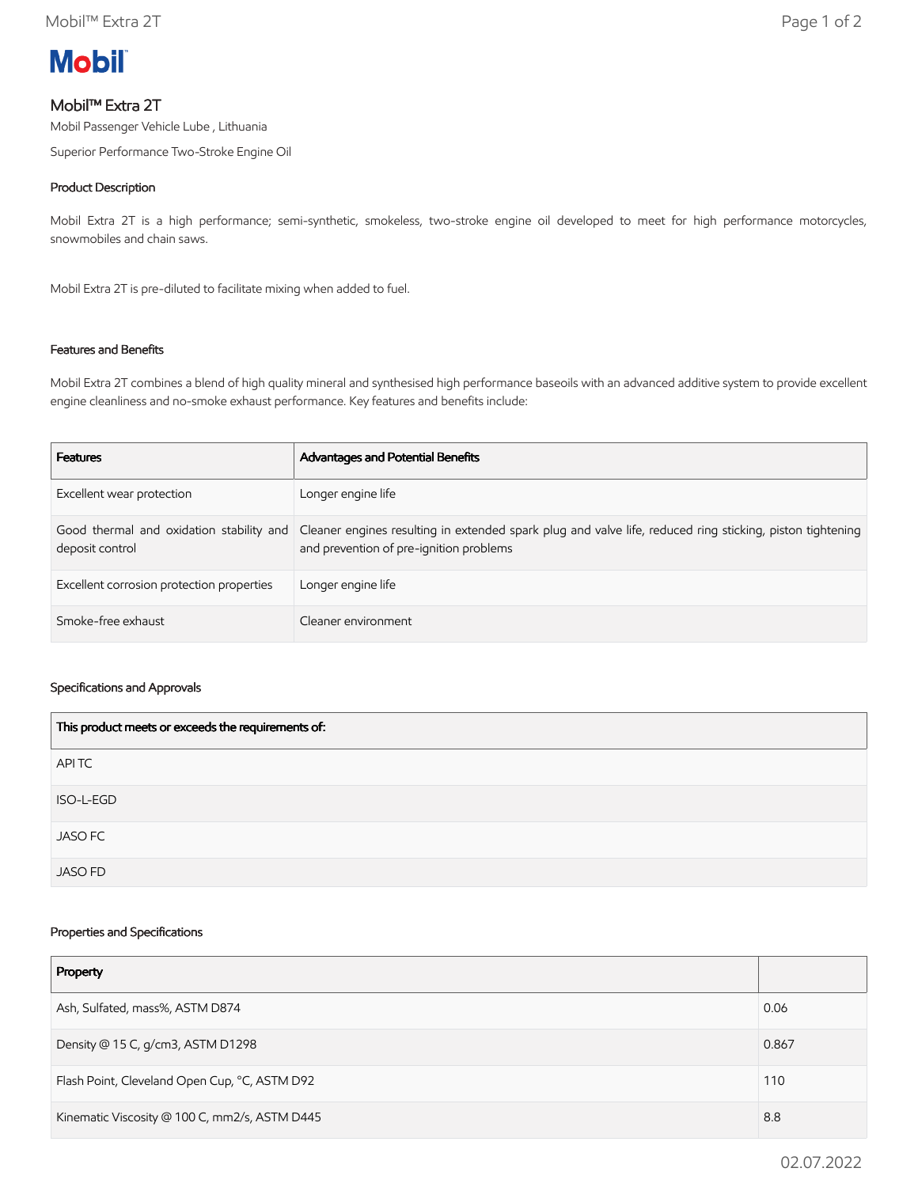Mobil

# Mobil™ Extra 2T

Mobil Passenger Vehicle Lube , Lithuania

Superior Performance Two-Stroke Engine Oil

## Product Description

Mobil Extra 2T is a high performance; semi-synthetic, smokeless, two-stroke engine oil developed to meet for high performance motorcycles, snowmobiles and chain saws.

Mobil Extra 2T is pre-diluted to facilitate mixing when added to fuel.

## Features and Benefits

Mobil Extra 2T combines a blend of high quality mineral and synthesised high performance baseoils with an advanced additive system to provide excellent engine cleanliness and no-smoke exhaust performance. Key features and benefits include:

| Features | Advantages and Potential Benefits |
| --- | --- |
| Excellent wear protection | Longer engine life |
| Good thermal and oxidation stability and deposit control | Cleaner engines resulting in extended spark plug and valve life, reduced ring sticking, piston tightening and prevention of pre-ignition problems |
| Excellent corrosion protection properties | Longer engine life |
| Smoke-free exhaust | Cleaner environment |

## Specifications and Approvals

| This product meets or exceeds the requirements of: |
| --- |
| API TC |
| ISO-L-EGD |
| JASO FC |
| JASO FD |

## Properties and Specifications

| Property | |
| --- | --- |
| Ash, Sulfated, mass%, ASTM D874 | 0.06 |
| Density @ 15 C, g/cm3, ASTM D1298 | 0.867 |
| Flash Point, Cleveland Open Cup, °C, ASTM D92 | 110 |
| Kinematic Viscosity @ 100 C, mm2/s, ASTM D445 | 8.8 |

02.07.2022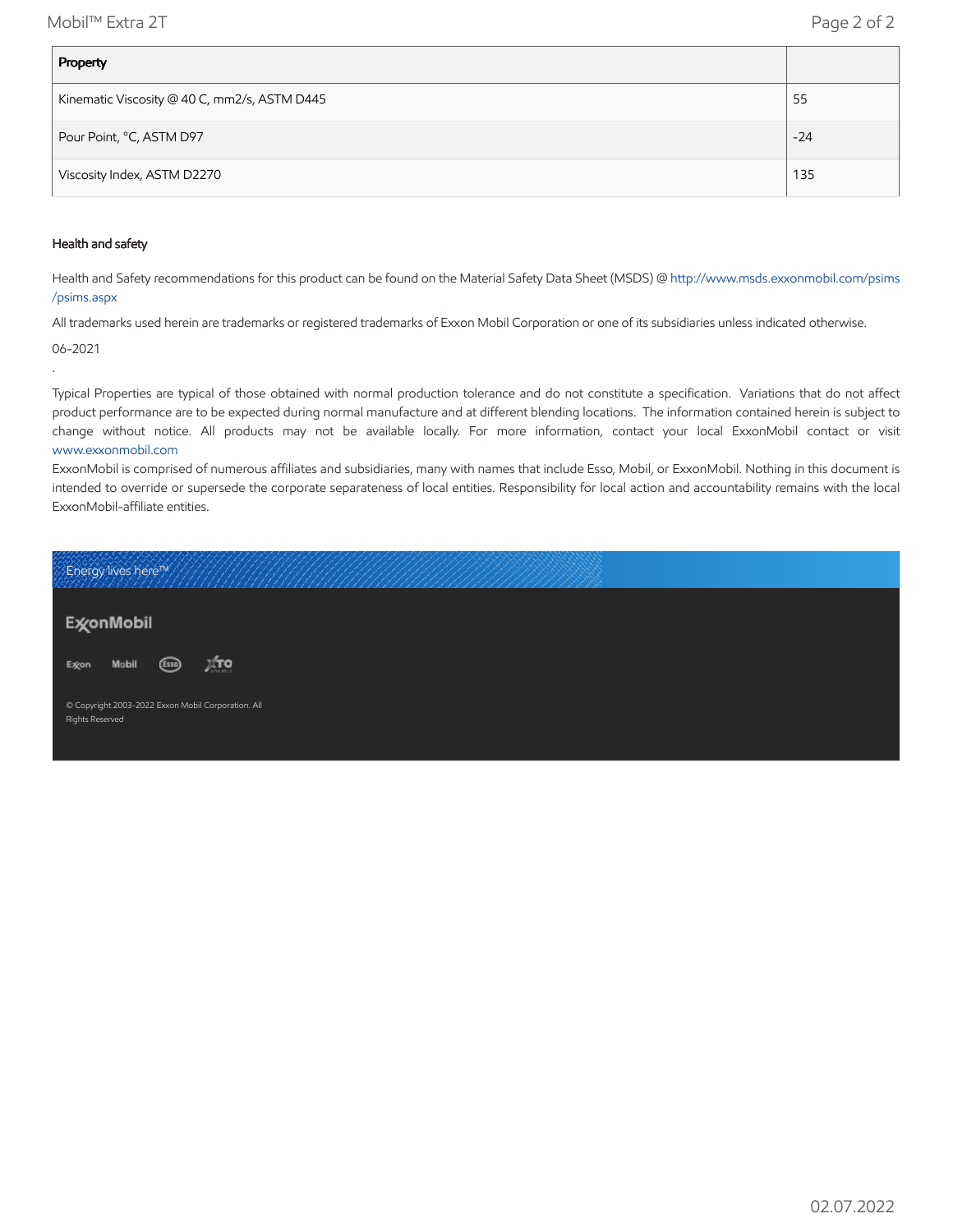| Property | |
|---|---|
| Kinematic Viscosity @ 40 C, mm2/s, ASTM D445 | 55 |
| Pour Point, °C, ASTM D97 | -24 |
| Viscosity Index, ASTM D2270 | 135 |

#### Health and safety

Health and Safety recommendations for this product can be found on the Material Safety Data Sheet (MSDS) @ http://www.msds.exxonmobil.com/psims/psims.aspx

All trademarks used herein are trademarks or registered trademarks of Exxon Mobil Corporation or one of its subsidiaries unless indicated otherwise.

06-2021

.

Typical Properties are typical of those obtained with normal production tolerance and do not constitute a specification. Variations that do not affect product performance are to be expected during normal manufacture and at different blending locations. The information contained herein is subject to change without notice. All products may not be available locally. For more information, contact your local ExxonMobil contact or visit www.exxonmobil.com

ExxonMobil is comprised of numerous affiliates and subsidiaries, many with names that include Esso, Mobil, or ExxonMobil. Nothing in this document is intended to override or supersede the corporate separateness of local entities. Responsibility for local action and accountability remains with the local ExxonMobil-affiliate entities.

Energy lives here™

ExxonMobil

Exxon Mobil Esso XTO

© Copyright 2003-2022 Exxon Mobil Corporation. All Rights Reserved